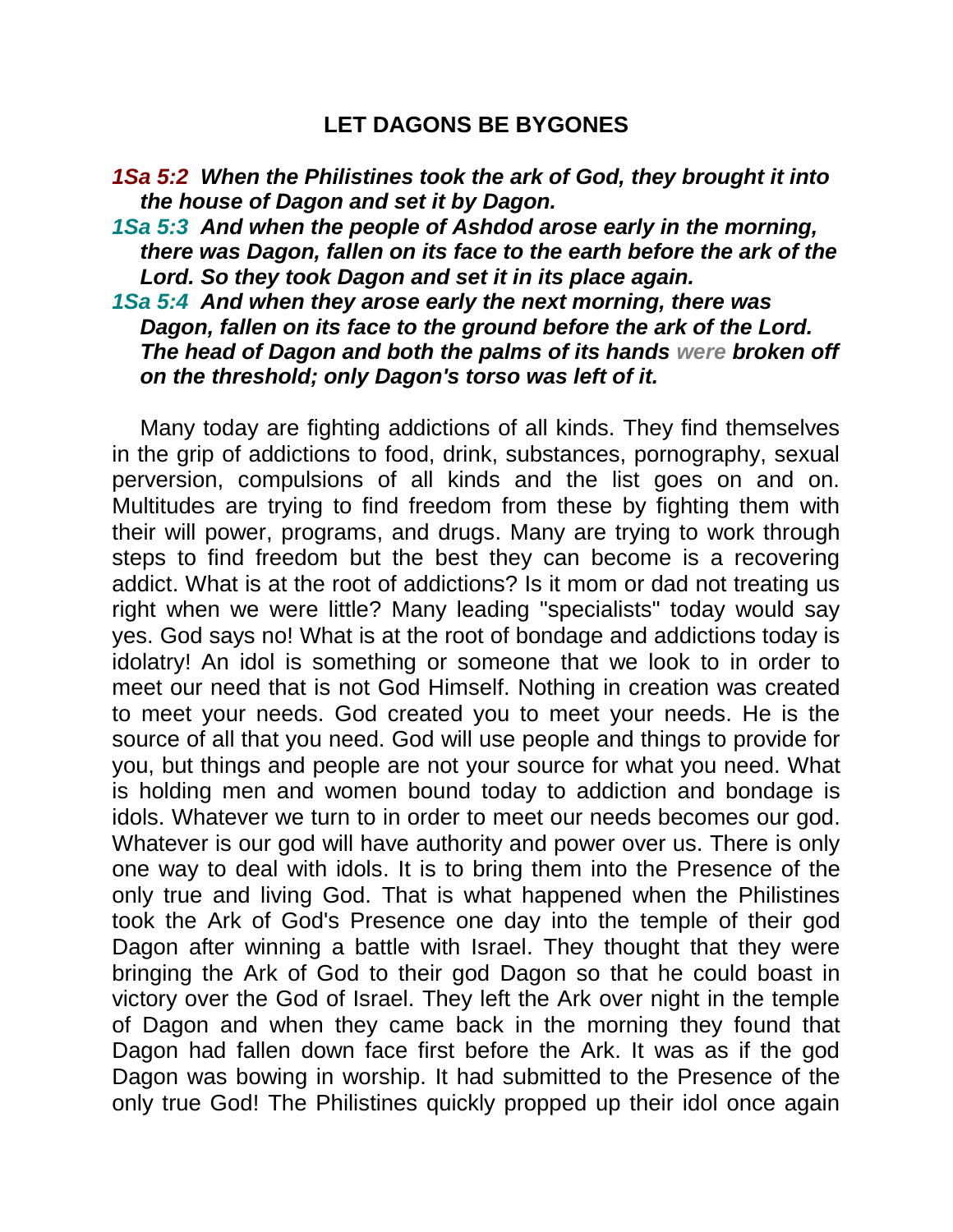# LET DAGONS BE BYGONES

***1Sa 5:2 When the Philistines took the ark of God, they brought it into the house of Dagon and set it by Dagon.***

***1Sa 5:3 And when the people of Ashdod arose early in the morning, there was Dagon, fallen on its face to the earth before the ark of the Lord. So they took Dagon and set it in its place again.***

***1Sa 5:4 And when they arose early the next morning, there was Dagon, fallen on its face to the ground before the ark of the Lord. The head of Dagon and both the palms of its hands were broken off on the threshold; only Dagon's torso was left of it.***

Many today are fighting addictions of all kinds. They find themselves in the grip of addictions to food, drink, substances, pornography, sexual perversion, compulsions of all kinds and the list goes on and on. Multitudes are trying to find freedom from these by fighting them with their will power, programs, and drugs. Many are trying to work through steps to find freedom but the best they can become is a recovering addict. What is at the root of addictions? Is it mom or dad not treating us right when we were little? Many leading "specialists" today would say yes. God says no! What is at the root of bondage and addictions today is idolatry! An idol is something or someone that we look to in order to meet our need that is not God Himself. Nothing in creation was created to meet your needs. God created you to meet your needs. He is the source of all that you need. God will use people and things to provide for you, but things and people are not your source for what you need. What is holding men and women bound today to addiction and bondage is idols. Whatever we turn to in order to meet our needs becomes our god. Whatever is our god will have authority and power over us. There is only one way to deal with idols. It is to bring them into the Presence of the only true and living God. That is what happened when the Philistines took the Ark of God's Presence one day into the temple of their god Dagon after winning a battle with Israel. They thought that they were bringing the Ark of God to their god Dagon so that he could boast in victory over the God of Israel. They left the Ark over night in the temple of Dagon and when they came back in the morning they found that Dagon had fallen down face first before the Ark. It was as if the god Dagon was bowing in worship. It had submitted to the Presence of the only true God! The Philistines quickly propped up their idol once again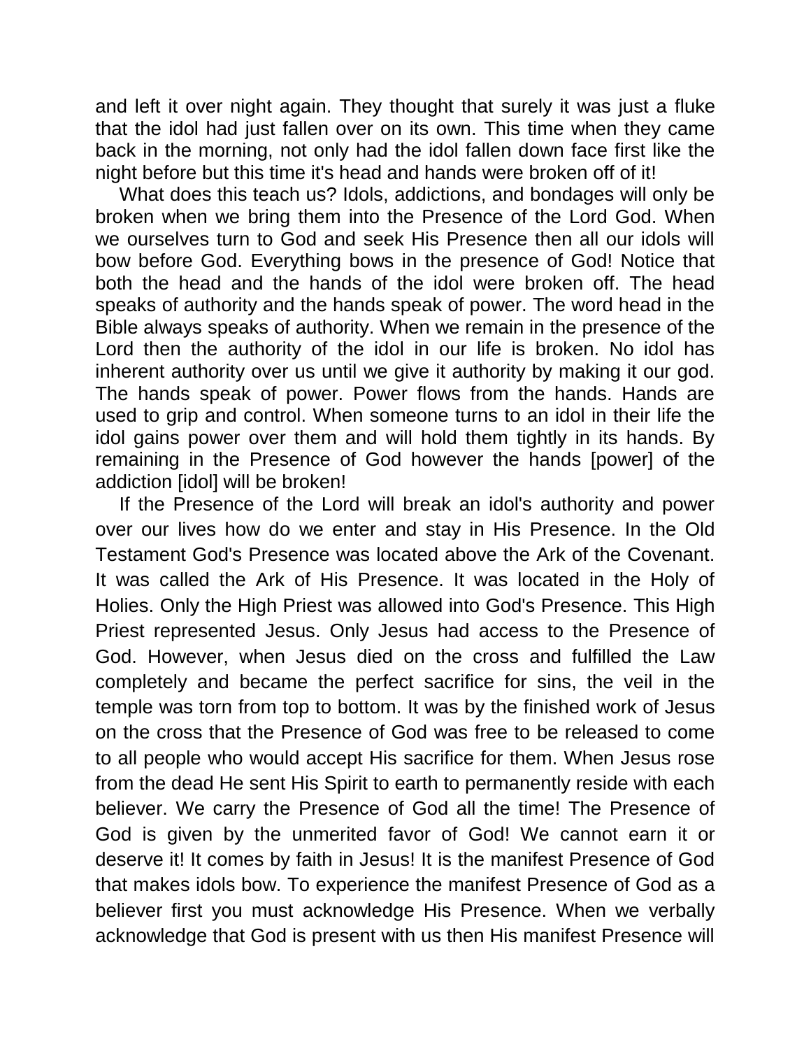and left it over night again. They thought that surely it was just a fluke that the idol had just fallen over on its own. This time when they came back in the morning, not only had the idol fallen down face first like the night before but this time it's head and hands were broken off of it!

What does this teach us? Idols, addictions, and bondages will only be broken when we bring them into the Presence of the Lord God. When we ourselves turn to God and seek His Presence then all our idols will bow before God. Everything bows in the presence of God! Notice that both the head and the hands of the idol were broken off. The head speaks of authority and the hands speak of power. The word head in the Bible always speaks of authority. When we remain in the presence of the Lord then the authority of the idol in our life is broken. No idol has inherent authority over us until we give it authority by making it our god. The hands speak of power. Power flows from the hands. Hands are used to grip and control. When someone turns to an idol in their life the idol gains power over them and will hold them tightly in its hands. By remaining in the Presence of God however the hands [power] of the addiction [idol] will be broken!

If the Presence of the Lord will break an idol's authority and power over our lives how do we enter and stay in His Presence. In the Old Testament God's Presence was located above the Ark of the Covenant. It was called the Ark of His Presence. It was located in the Holy of Holies. Only the High Priest was allowed into God's Presence. This High Priest represented Jesus. Only Jesus had access to the Presence of God. However, when Jesus died on the cross and fulfilled the Law completely and became the perfect sacrifice for sins, the veil in the temple was torn from top to bottom. It was by the finished work of Jesus on the cross that the Presence of God was free to be released to come to all people who would accept His sacrifice for them. When Jesus rose from the dead He sent His Spirit to earth to permanently reside with each believer. We carry the Presence of God all the time! The Presence of God is given by the unmerited favor of God! We cannot earn it or deserve it! It comes by faith in Jesus! It is the manifest Presence of God that makes idols bow. To experience the manifest Presence of God as a believer first you must acknowledge His Presence. When we verbally acknowledge that God is present with us then His manifest Presence will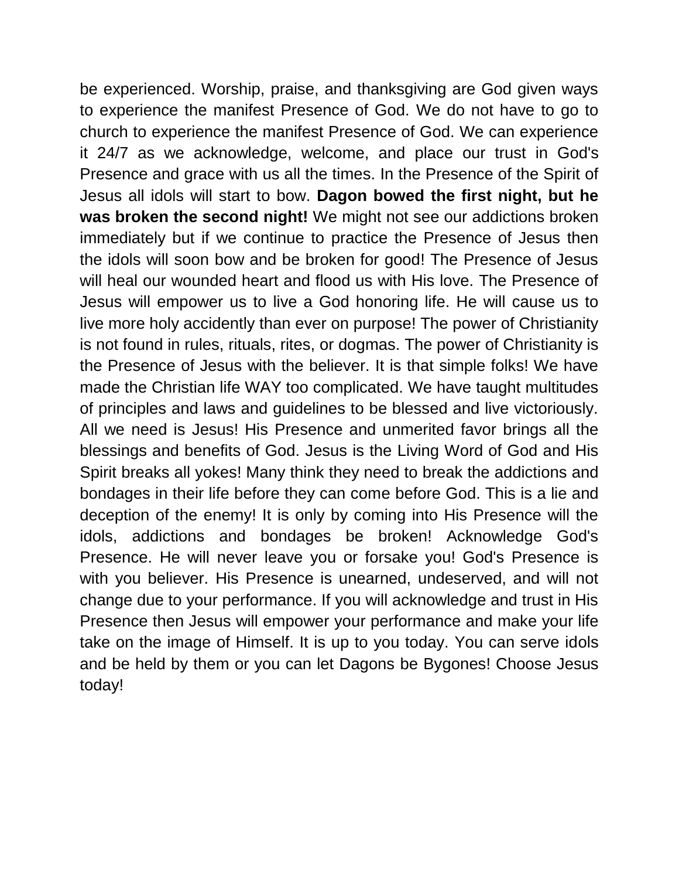be experienced. Worship, praise, and thanksgiving are God given ways to experience the manifest Presence of God. We do not have to go to church to experience the manifest Presence of God. We can experience it 24/7 as we acknowledge, welcome, and place our trust in God's Presence and grace with us all the times. In the Presence of the Spirit of Jesus all idols will start to bow. **Dagon bowed the first night, but he was broken the second night!** We might not see our addictions broken immediately but if we continue to practice the Presence of Jesus then the idols will soon bow and be broken for good! The Presence of Jesus will heal our wounded heart and flood us with His love. The Presence of Jesus will empower us to live a God honoring life. He will cause us to live more holy accidently than ever on purpose! The power of Christianity is not found in rules, rituals, rites, or dogmas. The power of Christianity is the Presence of Jesus with the believer. It is that simple folks! We have made the Christian life WAY too complicated. We have taught multitudes of principles and laws and guidelines to be blessed and live victoriously. All we need is Jesus! His Presence and unmerited favor brings all the blessings and benefits of God. Jesus is the Living Word of God and His Spirit breaks all yokes! Many think they need to break the addictions and bondages in their life before they can come before God. This is a lie and deception of the enemy! It is only by coming into His Presence will the idols, addictions and bondages be broken! Acknowledge God's Presence. He will never leave you or forsake you! God's Presence is with you believer. His Presence is unearned, undeserved, and will not change due to your performance. If you will acknowledge and trust in His Presence then Jesus will empower your performance and make your life take on the image of Himself. It is up to you today. You can serve idols and be held by them or you can let Dagons be Bygones! Choose Jesus today!